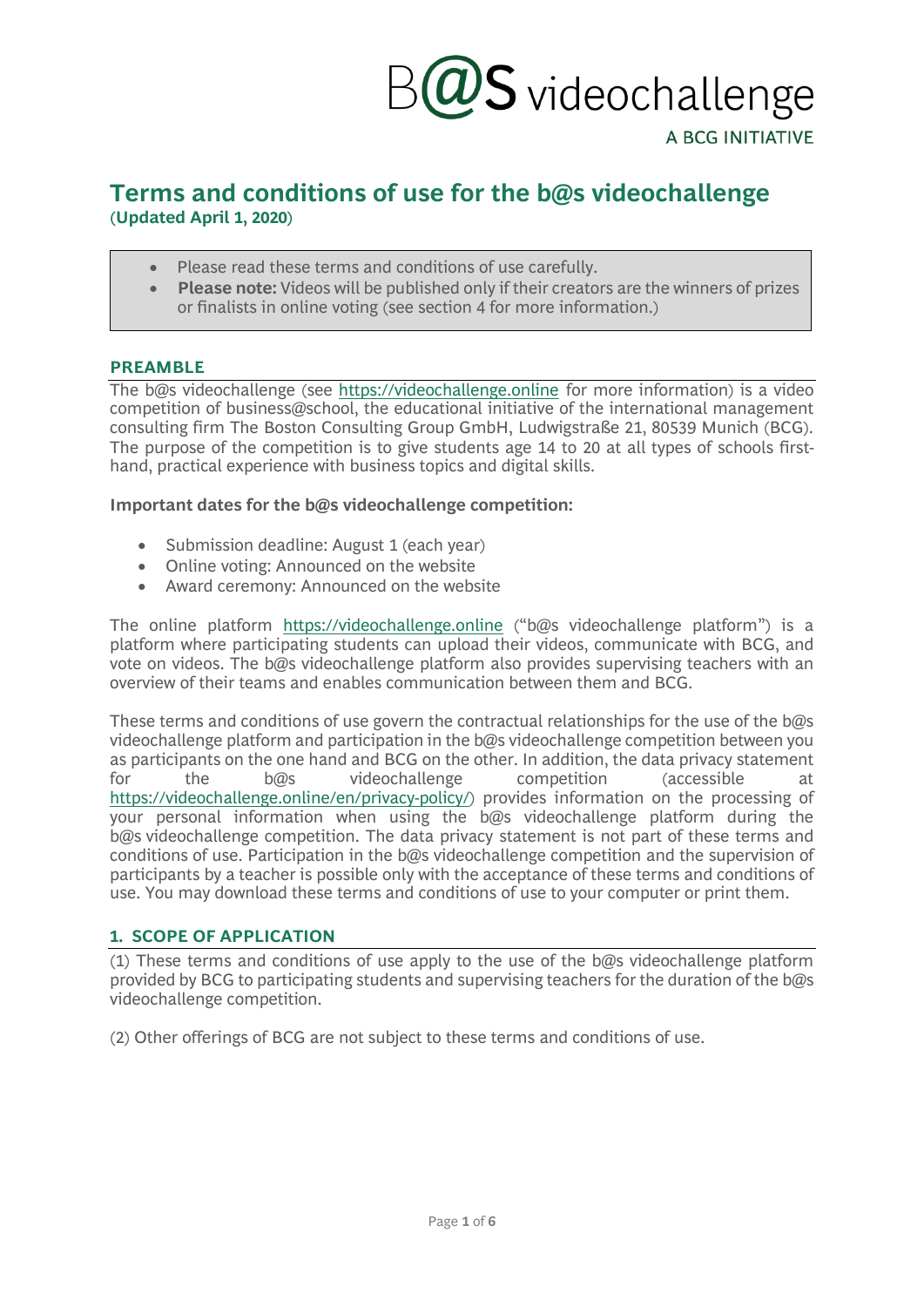B@S videochallenge

A BCG INITIATIVE

# Terms and conditions of use for the b@s videochallenge

(**Updated April 1, 2020**)

- Please read these terms and conditions of use carefully.
- **Please note:** Videos will be published only if their creators are the winners of prizes or finalists in online voting (see section 4 for more information.)

## PREAMBLE

The b@s videochallenge (see https://videochallenge.online for more information) is a video competition of business@school, the educational initiative of the international management consulting firm The Boston Consulting Group GmbH, Ludwigstraße 21, 80539 Munich (BCG). The purpose of the competition is to give students age 14 to 20 at all types of schools first-hand, practical experience with business topics and digital skills.

**Important dates for the b@s videochallenge competition:**

- Submission deadline: August 1 (each year)
- Online voting: Announced on the website
- Award ceremony: Announced on the website

The online platform https://videochallenge.online ("b@s videochallenge platform") is a platform where participating students can upload their videos, communicate with BCG, and vote on videos. The b@s videochallenge platform also provides supervising teachers with an overview of their teams and enables communication between them and BCG.

These terms and conditions of use govern the contractual relationships for the use of the b@s videochallenge platform and participation in the b@s videochallenge competition between you as participants on the one hand and BCG on the other. In addition, the data privacy statement for the b@s videochallenge competition (accessible at https://videochallenge.online/en/privacy-policy/) provides information on the processing of your personal information when using the b@s videochallenge platform during the b@s videochallenge competition. The data privacy statement is not part of these terms and conditions of use. Participation in the b@s videochallenge competition and the supervision of participants by a teacher is possible only with the acceptance of these terms and conditions of use. You may download these terms and conditions of use to your computer or print them.

## 1. SCOPE OF APPLICATION

(1) These terms and conditions of use apply to the use of the b@s videochallenge platform provided by BCG to participating students and supervising teachers for the duration of the b@s videochallenge competition.

(2) Other offerings of BCG are not subject to these terms and conditions of use.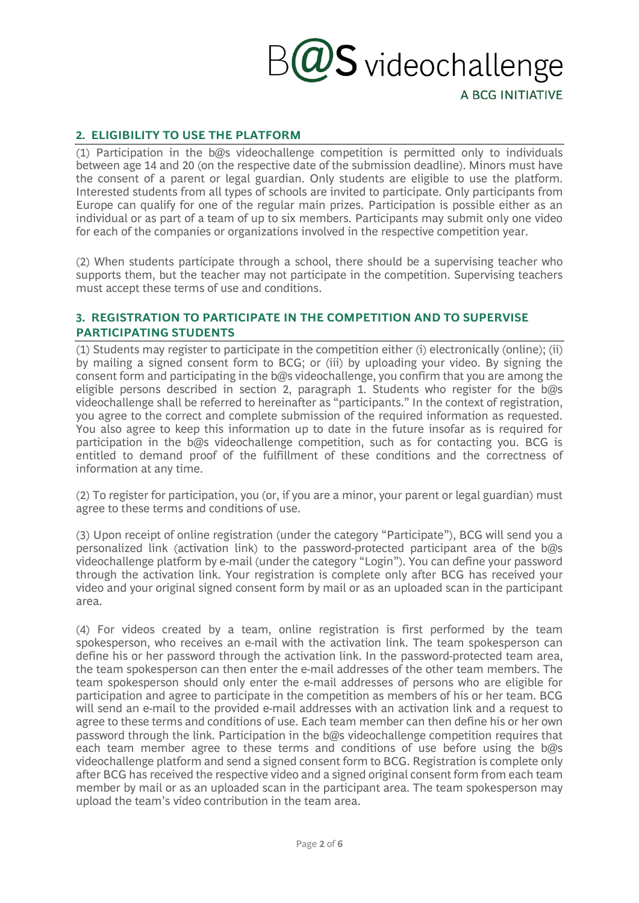## 2. ELIGIBILITY TO USE THE PLATFORM

(1) Participation in the b@s videochallenge competition is permitted only to individuals between age 14 and 20 (on the respective date of the submission deadline). Minors must have the consent of a parent or legal guardian. Only students are eligible to use the platform. Interested students from all types of schools are invited to participate. Only participants from Europe can qualify for one of the regular main prizes. Participation is possible either as an individual or as part of a team of up to six members. Participants may submit only one video for each of the companies or organizations involved in the respective competition year.

(2) When students participate through a school, there should be a supervising teacher who supports them, but the teacher may not participate in the competition. Supervising teachers must accept these terms of use and conditions.

## 3. REGISTRATION TO PARTICIPATE IN THE COMPETITION AND TO SUPERVISE PARTICIPATING STUDENTS

(1) Students may register to participate in the competition either (i) electronically (online); (ii) by mailing a signed consent form to BCG; or (iii) by uploading your video. By signing the consent form and participating in the b@s videochallenge, you confirm that you are among the eligible persons described in section 2, paragraph 1. Students who register for the b@s videochallenge shall be referred to hereinafter as "participants." In the context of registration, you agree to the correct and complete submission of the required information as requested. You also agree to keep this information up to date in the future insofar as is required for participation in the b@s videochallenge competition, such as for contacting you. BCG is entitled to demand proof of the fulfillment of these conditions and the correctness of information at any time.

(2) To register for participation, you (or, if you are a minor, your parent or legal guardian) must agree to these terms and conditions of use.

(3) Upon receipt of online registration (under the category "Participate"), BCG will send you a personalized link (activation link) to the password-protected participant area of the b@s videochallenge platform by e-mail (under the category "Login"). You can define your password through the activation link. Your registration is complete only after BCG has received your video and your original signed consent form by mail or as an uploaded scan in the participant area.

(4) For videos created by a team, online registration is first performed by the team spokesperson, who receives an e-mail with the activation link. The team spokesperson can define his or her password through the activation link. In the password-protected team area, the team spokesperson can then enter the e-mail addresses of the other team members. The team spokesperson should only enter the e-mail addresses of persons who are eligible for participation and agree to participate in the competition as members of his or her team. BCG will send an e-mail to the provided e-mail addresses with an activation link and a request to agree to these terms and conditions of use. Each team member can then define his or her own password through the link. Participation in the b@s videochallenge competition requires that each team member agree to these terms and conditions of use before using the b@s videochallenge platform and send a signed consent form to BCG. Registration is complete only after BCG has received the respective video and a signed original consent form from each team member by mail or as an uploaded scan in the participant area. The team spokesperson may upload the team's video contribution in the team area.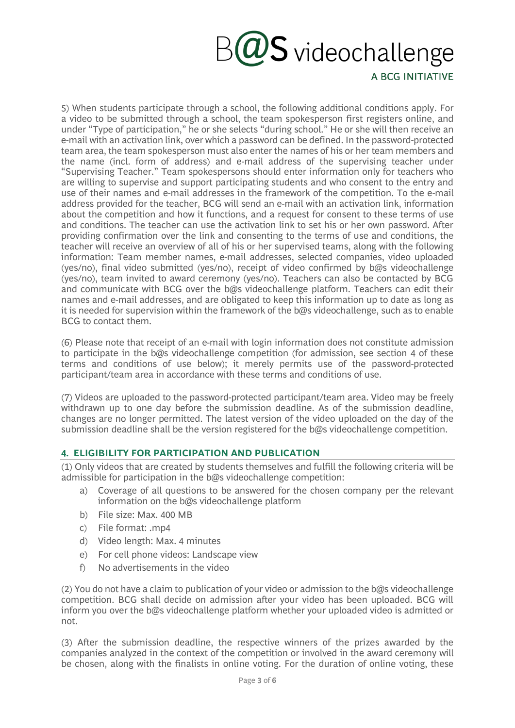5) When students participate through a school, the following additional conditions apply. For a video to be submitted through a school, the team spokesperson first registers online, and under "Type of participation," he or she selects "during school." He or she will then receive an e-mail with an activation link, over which a password can be defined. In the password-protected team area, the team spokesperson must also enter the names of his or her team members and the name (incl. form of address) and e-mail address of the supervising teacher under "Supervising Teacher." Team spokespersons should enter information only for teachers who are willing to supervise and support participating students and who consent to the entry and use of their names and e-mail addresses in the framework of the competition. To the e-mail address provided for the teacher, BCG will send an e-mail with an activation link, information about the competition and how it functions, and a request for consent to these terms of use and conditions. The teacher can use the activation link to set his or her own password. After providing confirmation over the link and consenting to the terms of use and conditions, the teacher will receive an overview of all of his or her supervised teams, along with the following information: Team member names, e-mail addresses, selected companies, video uploaded (yes/no), final video submitted (yes/no), receipt of video confirmed by b@s videochallenge (yes/no), team invited to award ceremony (yes/no). Teachers can also be contacted by BCG and communicate with BCG over the b@s videochallenge platform. Teachers can edit their names and e-mail addresses, and are obligated to keep this information up to date as long as it is needed for supervision within the framework of the b@s videochallenge, such as to enable BCG to contact them.

(6) Please note that receipt of an e-mail with login information does not constitute admission to participate in the b@s videochallenge competition (for admission, see section 4 of these terms and conditions of use below); it merely permits use of the password-protected participant/team area in accordance with these terms and conditions of use.

(7) Videos are uploaded to the password-protected participant/team area. Video may be freely withdrawn up to one day before the submission deadline. As of the submission deadline, changes are no longer permitted. The latest version of the video uploaded on the day of the submission deadline shall be the version registered for the b@s videochallenge competition.

## 4. ELIGIBILITY FOR PARTICIPATION AND PUBLICATION

(1) Only videos that are created by students themselves and fulfill the following criteria will be admissible for participation in the b@s videochallenge competition:

a) Coverage of all questions to be answered for the chosen company per the relevant information on the b@s videochallenge platform
b) File size: Max. 400 MB
c) File format: .mp4
d) Video length: Max. 4 minutes
e) For cell phone videos: Landscape view
f) No advertisements in the video

(2) You do not have a claim to publication of your video or admission to the b@s videochallenge competition. BCG shall decide on admission after your video has been uploaded. BCG will inform you over the b@s videochallenge platform whether your uploaded video is admitted or not.

(3) After the submission deadline, the respective winners of the prizes awarded by the companies analyzed in the context of the competition or involved in the award ceremony will be chosen, along with the finalists in online voting. For the duration of online voting, these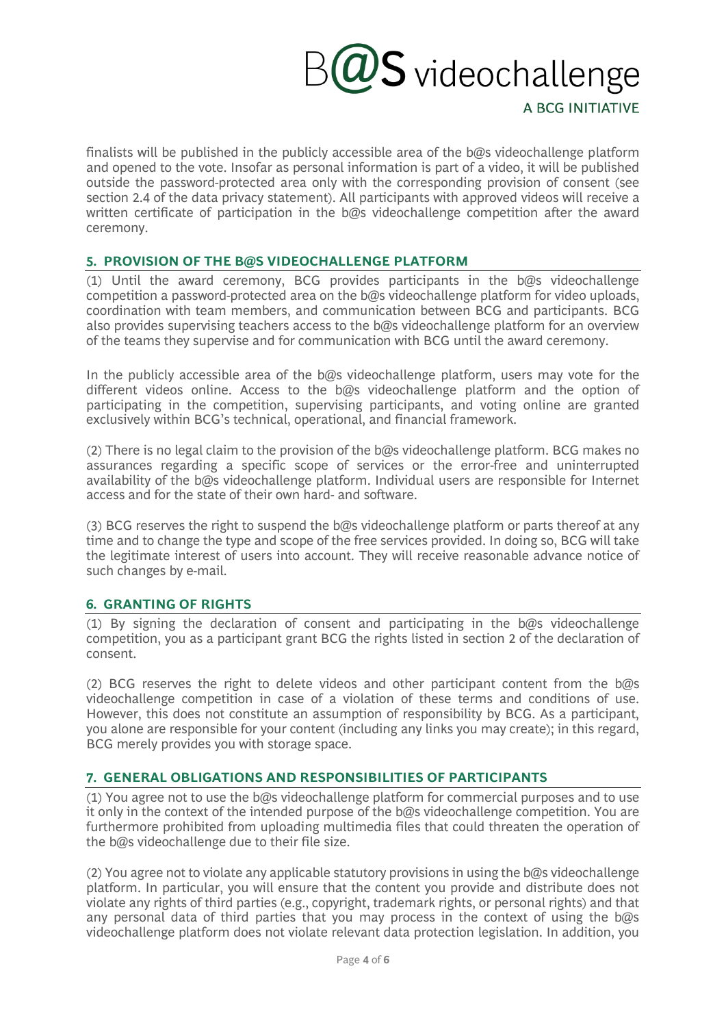finalists will be published in the publicly accessible area of the b@s videochallenge platform and opened to the vote. Insofar as personal information is part of a video, it will be published outside the password-protected area only with the corresponding provision of consent (see section 2.4 of the data privacy statement). All participants with approved videos will receive a written certificate of participation in the b@s videochallenge competition after the award ceremony.

## 5. PROVISION OF THE B@S VIDEOCHALLENGE PLATFORM

(1) Until the award ceremony, BCG provides participants in the b@s videochallenge competition a password-protected area on the b@s videochallenge platform for video uploads, coordination with team members, and communication between BCG and participants. BCG also provides supervising teachers access to the b@s videochallenge platform for an overview of the teams they supervise and for communication with BCG until the award ceremony.

In the publicly accessible area of the b@s videochallenge platform, users may vote for the different videos online. Access to the b@s videochallenge platform and the option of participating in the competition, supervising participants, and voting online are granted exclusively within BCG's technical, operational, and financial framework.

(2) There is no legal claim to the provision of the b@s videochallenge platform. BCG makes no assurances regarding a specific scope of services or the error-free and uninterrupted availability of the b@s videochallenge platform. Individual users are responsible for Internet access and for the state of their own hard- and software.

(3) BCG reserves the right to suspend the b@s videochallenge platform or parts thereof at any time and to change the type and scope of the free services provided. In doing so, BCG will take the legitimate interest of users into account. They will receive reasonable advance notice of such changes by e-mail.

## 6. GRANTING OF RIGHTS

(1) By signing the declaration of consent and participating in the b@s videochallenge competition, you as a participant grant BCG the rights listed in section 2 of the declaration of consent.

(2) BCG reserves the right to delete videos and other participant content from the b@s videochallenge competition in case of a violation of these terms and conditions of use. However, this does not constitute an assumption of responsibility by BCG. As a participant, you alone are responsible for your content (including any links you may create); in this regard, BCG merely provides you with storage space.

## 7. GENERAL OBLIGATIONS AND RESPONSIBILITIES OF PARTICIPANTS

(1) You agree not to use the b@s videochallenge platform for commercial purposes and to use it only in the context of the intended purpose of the b@s videochallenge competition. You are furthermore prohibited from uploading multimedia files that could threaten the operation of the b@s videochallenge due to their file size.

(2) You agree not to violate any applicable statutory provisions in using the b@s videochallenge platform. In particular, you will ensure that the content you provide and distribute does not violate any rights of third parties (e.g., copyright, trademark rights, or personal rights) and that any personal data of third parties that you may process in the context of using the b@s videochallenge platform does not violate relevant data protection legislation. In addition, you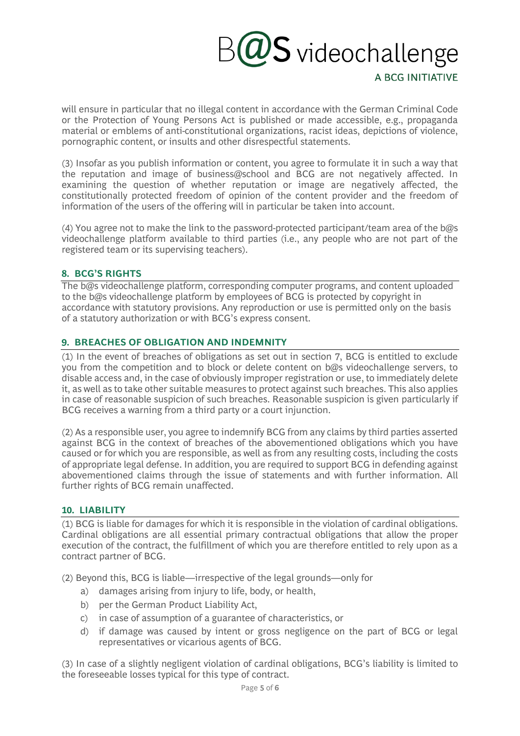will ensure in particular that no illegal content in accordance with the German Criminal Code or the Protection of Young Persons Act is published or made accessible, e.g., propaganda material or emblems of anti-constitutional organizations, racist ideas, depictions of violence, pornographic content, or insults and other disrespectful statements.

(3) Insofar as you publish information or content, you agree to formulate it in such a way that the reputation and image of business@school and BCG are not negatively affected. In examining the question of whether reputation or image are negatively affected, the constitutionally protected freedom of opinion of the content provider and the freedom of information of the users of the offering will in particular be taken into account.

(4) You agree not to make the link to the password-protected participant/team area of the b@s videochallenge platform available to third parties (i.e., any people who are not part of the registered team or its supervising teachers).

## 8. BCG'S RIGHTS

The b@s videochallenge platform, corresponding computer programs, and content uploaded to the b@s videochallenge platform by employees of BCG is protected by copyright in accordance with statutory provisions. Any reproduction or use is permitted only on the basis of a statutory authorization or with BCG's express consent.

## 9. BREACHES OF OBLIGATION AND INDEMNITY

(1) In the event of breaches of obligations as set out in section 7, BCG is entitled to exclude you from the competition and to block or delete content on b@s videochallenge servers, to disable access and, in the case of obviously improper registration or use, to immediately delete it, as well as to take other suitable measures to protect against such breaches. This also applies in case of reasonable suspicion of such breaches. Reasonable suspicion is given particularly if BCG receives a warning from a third party or a court injunction.

(2) As a responsible user, you agree to indemnify BCG from any claims by third parties asserted against BCG in the context of breaches of the abovementioned obligations which you have caused or for which you are responsible, as well as from any resulting costs, including the costs of appropriate legal defense. In addition, you are required to support BCG in defending against abovementioned claims through the issue of statements and with further information. All further rights of BCG remain unaffected.

## 10. LIABILITY

(1) BCG is liable for damages for which it is responsible in the violation of cardinal obligations. Cardinal obligations are all essential primary contractual obligations that allow the proper execution of the contract, the fulfillment of which you are therefore entitled to rely upon as a contract partner of BCG.

(2) Beyond this, BCG is liable—irrespective of the legal grounds—only for

a) damages arising from injury to life, body, or health,
b) per the German Product Liability Act,
c) in case of assumption of a guarantee of characteristics, or
d) if damage was caused by intent or gross negligence on the part of BCG or legal representatives or vicarious agents of BCG.

(3) In case of a slightly negligent violation of cardinal obligations, BCG's liability is limited to the foreseeable losses typical for this type of contract.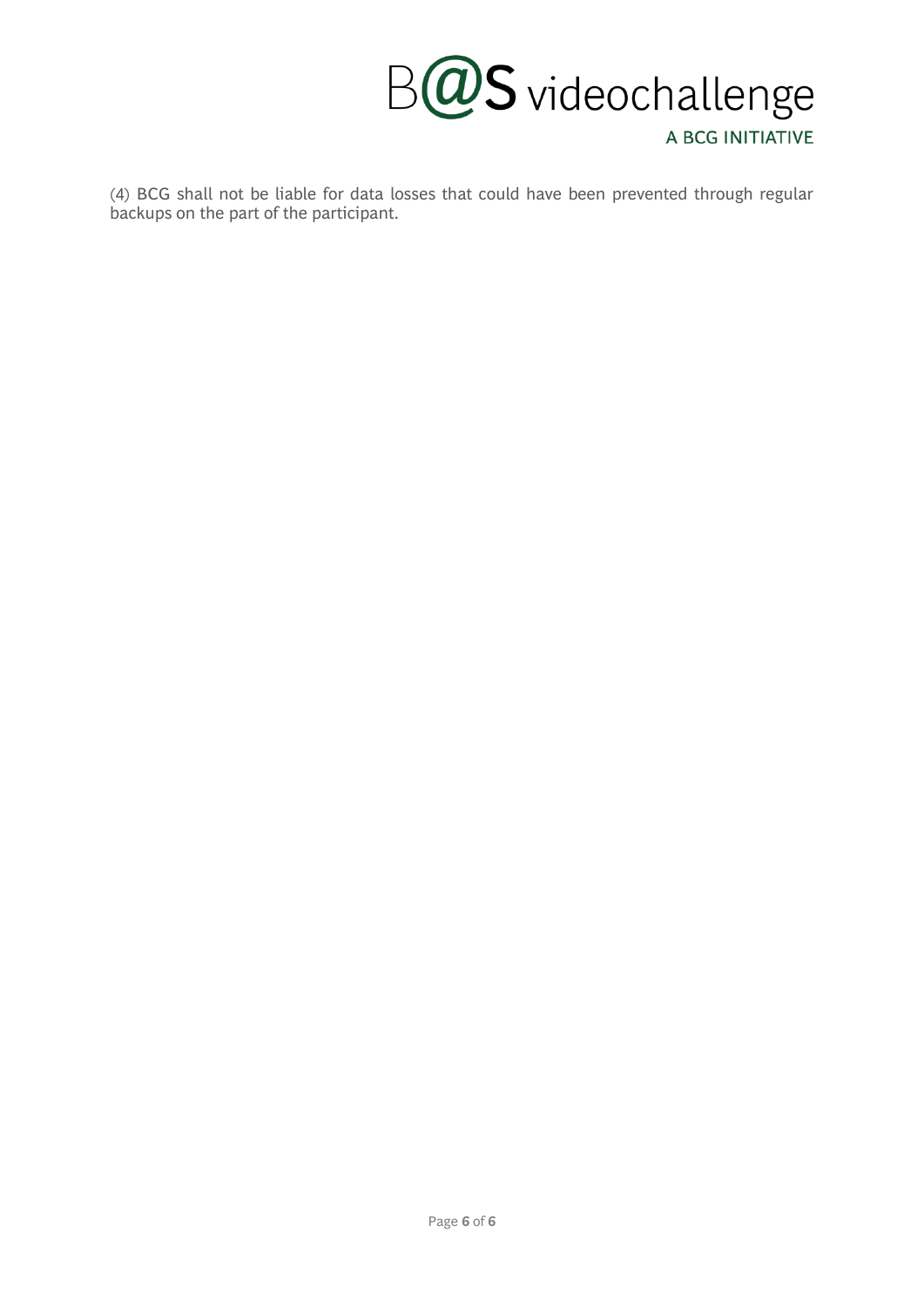(4) BCG shall not be liable for data losses that could have been prevented through regular backups on the part of the participant.